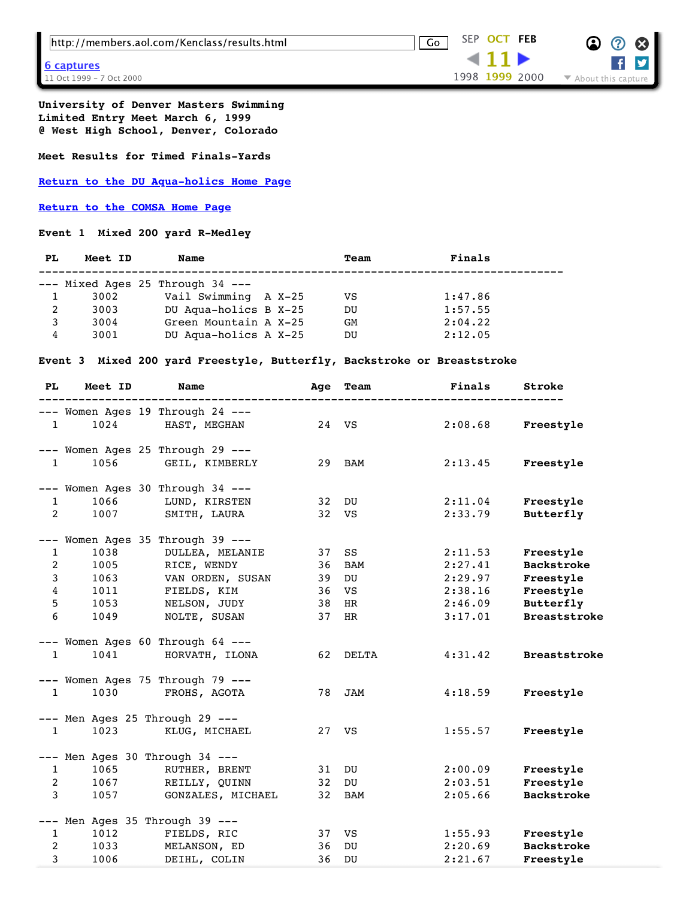**University of Denver Masters Swimming**
**Limited Entry Meet March 6, 1999**
**@ West High School, Denver, Colorado**

**Meet Results for Timed Finals-Yards**

**Return to the DU Aqua-holics Home Page**

**Return to the COMSA Home Page**

**Event 1 Mixed 200 yard R-Medley**

| PL | Meet ID | Name | Team | Finals |
|---|---|---|---|---|
| --- Mixed Ages 25 Through 34 --- | | | | |
| 1 | 3002 | Vail Swimming A X-25 | VS | 1:47.86 |
| 2 | 3003 | DU Aqua-holics B X-25 | DU | 1:57.55 |
| 3 | 3004 | Green Mountain A X-25 | GM | 2:04.22 |
| 4 | 3001 | DU Aqua-holics A X-25 | DU | 2:12.05 |

**Event 3 Mixed 200 yard Freestyle, Butterfly, Backstroke or Breaststroke**

| PL | Meet ID | Name | Age | Team | Finals | Stroke |
|---|---|---|---|---|---|---|
| --- Women Ages 19 Through 24 --- | | | | | | |
| 1 | 1024 | HAST, MEGHAN | 24 | VS | 2:08.68 | Freestyle |
| --- Women Ages 25 Through 29 --- | | | | | | |
| 1 | 1056 | GEIL, KIMBERLY | 29 | BAM | 2:13.45 | Freestyle |
| --- Women Ages 30 Through 34 --- | | | | | | |
| 1 | 1066 | LUND, KIRSTEN | 32 | DU | 2:11.04 | Freestyle |
| 2 | 1007 | SMITH, LAURA | 32 | VS | 2:33.79 | Butterfly |
| --- Women Ages 35 Through 39 --- | | | | | | |
| 1 | 1038 | DULLEA, MELANIE | 37 | SS | 2:11.53 | Freestyle |
| 2 | 1005 | RICE, WENDY | 36 | BAM | 2:27.41 | Backstroke |
| 3 | 1063 | VAN ORDEN, SUSAN | 39 | DU | 2:29.97 | Freestyle |
| 4 | 1011 | FIELDS, KIM | 36 | VS | 2:38.16 | Freestyle |
| 5 | 1053 | NELSON, JUDY | 38 | HR | 2:46.09 | Butterfly |
| 6 | 1049 | NOLTE, SUSAN | 37 | HR | 3:17.01 | Breaststroke |
| --- Women Ages 60 Through 64 --- | | | | | | |
| 1 | 1041 | HORVATH, ILONA | 62 | DELTA | 4:31.42 | Breaststroke |
| --- Women Ages 75 Through 79 --- | | | | | | |
| 1 | 1030 | FROHS, AGOTA | 78 | JAM | 4:18.59 | Freestyle |
| --- Men Ages 25 Through 29 --- | | | | | | |
| 1 | 1023 | KLUG, MICHAEL | 27 | VS | 1:55.57 | Freestyle |
| --- Men Ages 30 Through 34 --- | | | | | | |
| 1 | 1065 | RUTHER, BRENT | 31 | DU | 2:00.09 | Freestyle |
| 2 | 1067 | REILLY, QUINN | 32 | DU | 2:03.51 | Freestyle |
| 3 | 1057 | GONZALES, MICHAEL | 32 | BAM | 2:05.66 | Backstroke |
| --- Men Ages 35 Through 39 --- | | | | | | |
| 1 | 1012 | FIELDS, RIC | 37 | VS | 1:55.93 | Freestyle |
| 2 | 1033 | MELANSON, ED | 36 | DU | 2:20.69 | Backstroke |
| 3 | 1006 | DEIHL, COLIN | 36 | DU | 2:21.67 | Freestyle |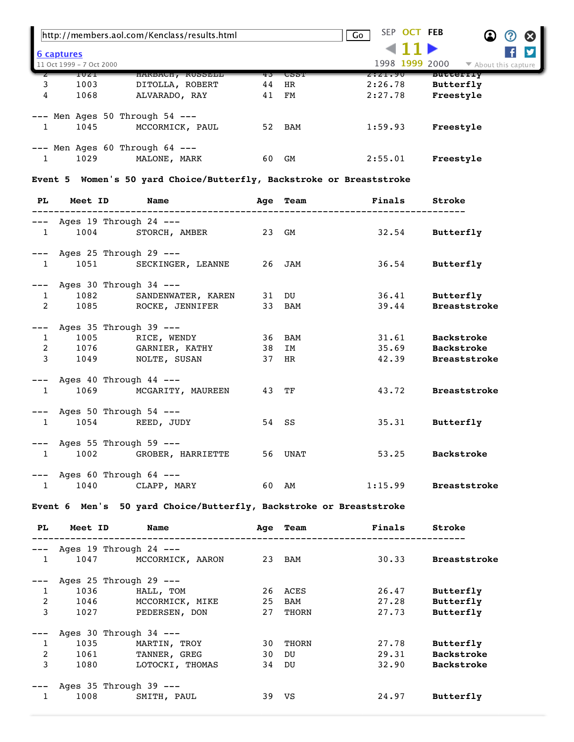| PL | Meet ID | Name | Age | Team | Finals | Stroke |
|---|---|---|---|---|---|---|
| 2 | 1021 | HARBACH, RUSSELL | 43 | CSST | 2:21.90 | Butterfly |
| 3 | 1003 | DITOLLA, ROBERT | 44 | HR | 2:26.78 | Butterfly |
| 4 | 1068 | ALVARADO, RAY | 41 | FM | 2:27.78 | Freestyle |
| --- Men Ages 50 Through 54 --- | | | | | | |
| 1 | 1045 | MCCORMICK, PAUL | 52 | BAM | 1:59.93 | Freestyle |
| --- Men Ages 60 Through 64 --- | | | | | | |
| 1 | 1029 | MALONE, MARK | 60 | GM | 2:55.01 | Freestyle |

**Event 5 Women's 50 yard Choice/Butterfly, Backstroke or Breaststroke**

| PL | Meet ID | Name | Age | Team | Finals | Stroke |
|---|---|---|---|---|---|---|
| --- Ages 19 Through 24 --- | | | | | | |
| 1 | 1004 | STORCH, AMBER | 23 | GM | 32.54 | Butterfly |
| --- Ages 25 Through 29 --- | | | | | | |
| 1 | 1051 | SECKINGER, LEANNE | 26 | JAM | 36.54 | Butterfly |
| --- Ages 30 Through 34 --- | | | | | | |
| 1 | 1082 | SANDENWATER, KAREN | 31 | DU | 36.41 | Butterfly |
| 2 | 1085 | ROCKE, JENNIFER | 33 | BAM | 39.44 | Breaststroke |
| --- Ages 35 Through 39 --- | | | | | | |
| 1 | 1005 | RICE, WENDY | 36 | BAM | 31.61 | Backstroke |
| 2 | 1076 | GARNIER, KATHY | 38 | IM | 35.69 | Backstroke |
| 3 | 1049 | NOLTE, SUSAN | 37 | HR | 42.39 | Breaststroke |
| --- Ages 40 Through 44 --- | | | | | | |
| 1 | 1069 | MCGARITY, MAUREEN | 43 | TF | 43.72 | Breaststroke |
| --- Ages 50 Through 54 --- | | | | | | |
| 1 | 1054 | REED, JUDY | 54 | SS | 35.31 | Butterfly |
| --- Ages 55 Through 59 --- | | | | | | |
| 1 | 1002 | GROBER, HARRIETTE | 56 | UNAT | 53.25 | Backstroke |
| --- Ages 60 Through 64 --- | | | | | | |
| 1 | 1040 | CLAPP, MARY | 60 | AM | 1:15.99 | Breaststroke |

**Event 6 Men's 50 yard Choice/Butterfly, Backstroke or Breaststroke**

| PL | Meet ID | Name | Age | Team | Finals | Stroke |
|---|---|---|---|---|---|---|
| --- Ages 19 Through 24 --- | | | | | | |
| 1 | 1047 | MCCORMICK, AARON | 23 | BAM | 30.33 | Breaststroke |
| --- Ages 25 Through 29 --- | | | | | | |
| 1 | 1036 | HALL, TOM | 26 | ACES | 26.47 | Butterfly |
| 2 | 1046 | MCCORMICK, MIKE | 25 | BAM | 27.28 | Butterfly |
| 3 | 1027 | PEDERSEN, DON | 27 | THORN | 27.73 | Butterfly |
| --- Ages 30 Through 34 --- | | | | | | |
| 1 | 1035 | MARTIN, TROY | 30 | THORN | 27.78 | Butterfly |
| 2 | 1061 | TANNER, GREG | 30 | DU | 29.31 | Backstroke |
| 3 | 1080 | LOTOCKI, THOMAS | 34 | DU | 32.90 | Backstroke |
| --- Ages 35 Through 39 --- | | | | | | |
| 1 | 1008 | SMITH, PAUL | 39 | VS | 24.97 | Butterfly |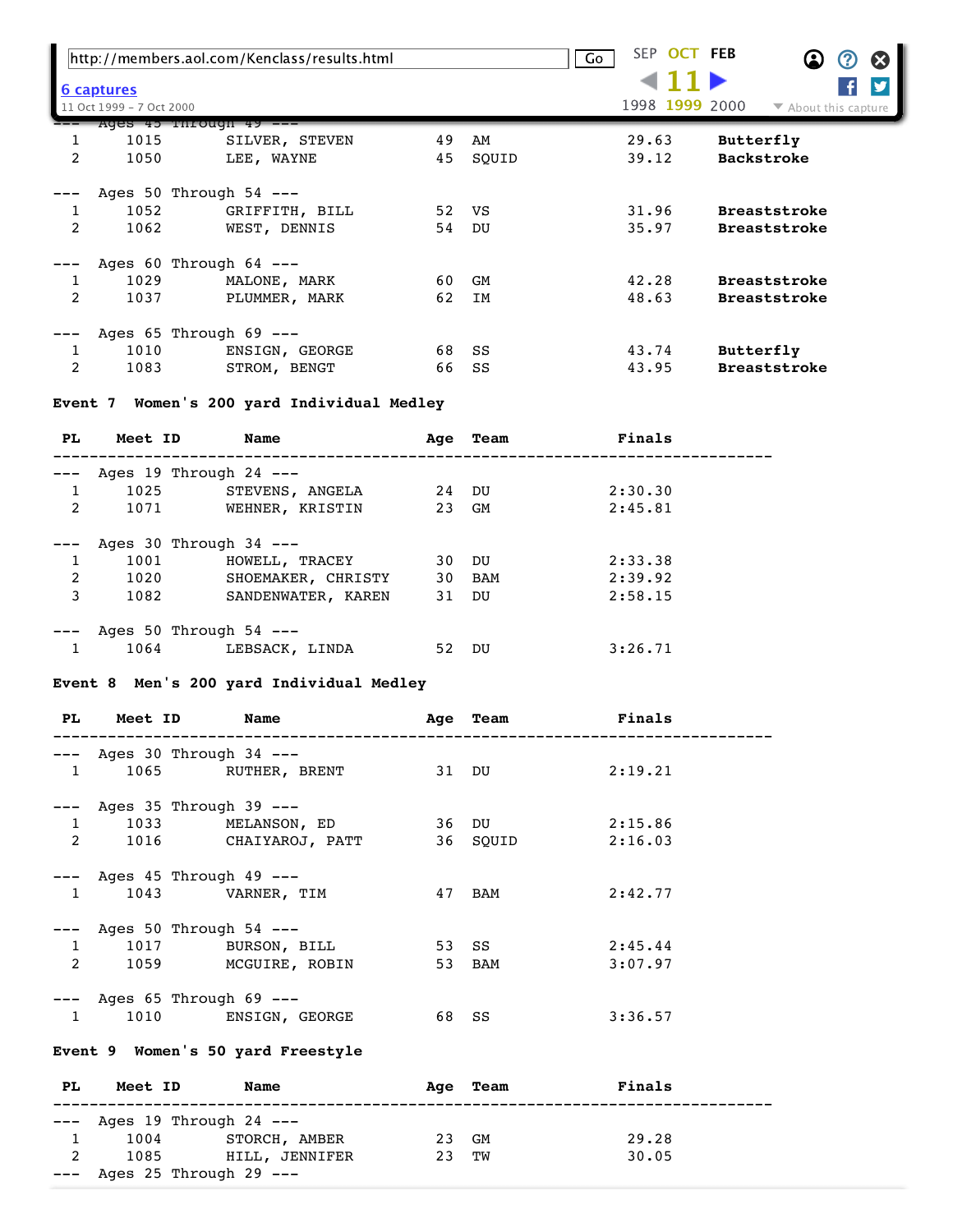--- Ages 45 Through 49 ---

| PL | Meet ID | Name | Age | Team | Finals | |
|---|---|---|---|---|---|---|
| 1 | 1015 | SILVER, STEVEN | 49 | AM | 29.63 | **Butterfly** |
| 2 | 1050 | LEE, WAYNE | 45 | SQUID | 39.12 | **Backstroke** |
| --- Ages 50 Through 54 --- | | | | | | |
| 1 | 1052 | GRIFFITH, BILL | 52 | VS | 31.96 | **Breaststroke** |
| 2 | 1062 | WEST, DENNIS | 54 | DU | 35.97 | **Breaststroke** |
| --- Ages 60 Through 64 --- | | | | | | |
| 1 | 1029 | MALONE, MARK | 60 | GM | 42.28 | **Breaststroke** |
| 2 | 1037 | PLUMMER, MARK | 62 | IM | 48.63 | **Breaststroke** |
| --- Ages 65 Through 69 --- | | | | | | |
| 1 | 1010 | ENSIGN, GEORGE | 68 | SS | 43.74 | **Butterfly** |
| 2 | 1083 | STROM, BENGT | 66 | SS | 43.95 | **Breaststroke** |

**Event 7 Women's 200 yard Individual Medley**

| PL | Meet ID | Name | Age | Team | Finals |
|---|---|---|---|---|---|
| --- Ages 19 Through 24 --- | | | | | |
| 1 | 1025 | STEVENS, ANGELA | 24 | DU | 2:30.30 |
| 2 | 1071 | WEHNER, KRISTIN | 23 | GM | 2:45.81 |
| --- Ages 30 Through 34 --- | | | | | |
| 1 | 1001 | HOWELL, TRACEY | 30 | DU | 2:33.38 |
| 2 | 1020 | SHOEMAKER, CHRISTY | 30 | BAM | 2:39.92 |
| 3 | 1082 | SANDENWATER, KAREN | 31 | DU | 2:58.15 |
| --- Ages 50 Through 54 --- | | | | | |
| 1 | 1064 | LEBSACK, LINDA | 52 | DU | 3:26.71 |

**Event 8 Men's 200 yard Individual Medley**

| PL | Meet ID | Name | Age | Team | Finals |
|---|---|---|---|---|---|
| --- Ages 30 Through 34 --- | | | | | |
| 1 | 1065 | RUTHER, BRENT | 31 | DU | 2:19.21 |
| --- Ages 35 Through 39 --- | | | | | |
| 1 | 1033 | MELANSON, ED | 36 | DU | 2:15.86 |
| 2 | 1016 | CHAIYAROJ, PATT | 36 | SQUID | 2:16.03 |
| --- Ages 45 Through 49 --- | | | | | |
| 1 | 1043 | VARNER, TIM | 47 | BAM | 2:42.77 |
| --- Ages 50 Through 54 --- | | | | | |
| 1 | 1017 | BURSON, BILL | 53 | SS | 2:45.44 |
| 2 | 1059 | MCGUIRE, ROBIN | 53 | BAM | 3:07.97 |
| --- Ages 65 Through 69 --- | | | | | |
| 1 | 1010 | ENSIGN, GEORGE | 68 | SS | 3:36.57 |

**Event 9 Women's 50 yard Freestyle**

| PL | Meet ID | Name | Age | Team | Finals |
|---|---|---|---|---|---|
| --- Ages 19 Through 24 --- | | | | | |
| 1 | 1004 | STORCH, AMBER | 23 | GM | 29.28 |
| 2 | 1085 | HILL, JENNIFER | 23 | TW | 30.05 |
| --- Ages 25 Through 29 --- | | | | | |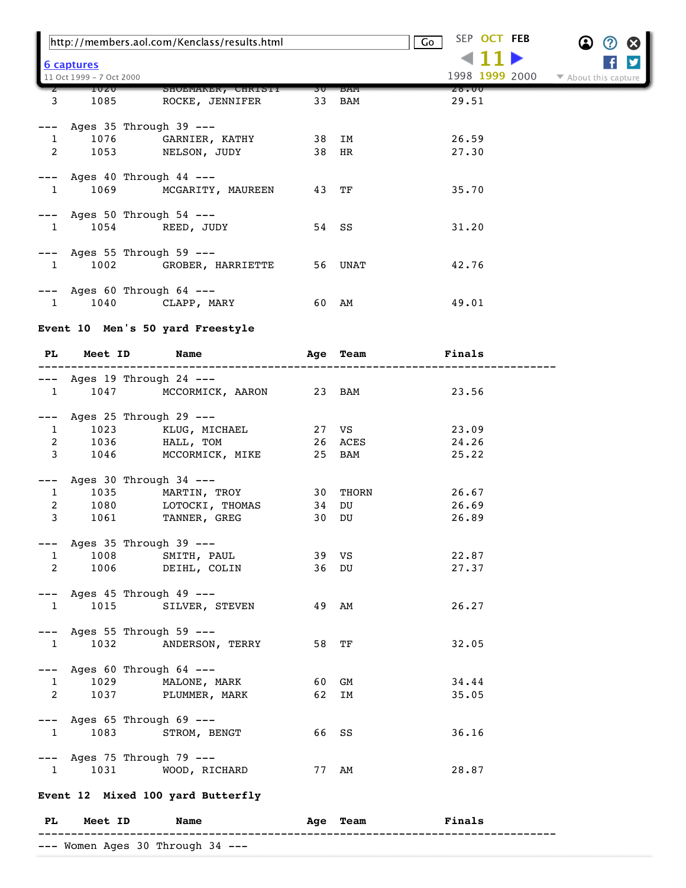| PL | Meet ID | Name | Age | Team | Finals |
|---|---|---|---|---|---|
| 2 | 1020 | SHOEMAKER, CHRISTY | 30 | BAM | 28.00 |
| 3 | 1085 | ROCKE, JENNIFER | 33 | BAM | 29.51 |
| --- Ages 35 Through 39 --- | | | | | |
| 1 | 1076 | GARNIER, KATHY | 38 | IM | 26.59 |
| 2 | 1053 | NELSON, JUDY | 38 | HR | 27.30 |
| --- Ages 40 Through 44 --- | | | | | |
| 1 | 1069 | MCGARITY, MAUREEN | 43 | TF | 35.70 |
| --- Ages 50 Through 54 --- | | | | | |
| 1 | 1054 | REED, JUDY | 54 | SS | 31.20 |
| --- Ages 55 Through 59 --- | | | | | |
| 1 | 1002 | GROBER, HARRIETTE | 56 | UNAT | 42.76 |
| --- Ages 60 Through 64 --- | | | | | |
| 1 | 1040 | CLAPP, MARY | 60 | AM | 49.01 |

**Event 10 Men's 50 yard Freestyle**

| PL | Meet ID | Name | Age | Team | Finals |
|---|---|---|---|---|---|
| --- Ages 19 Through 24 --- | | | | | |
| 1 | 1047 | MCCORMICK, AARON | 23 | BAM | 23.56 |
| --- Ages 25 Through 29 --- | | | | | |
| 1 | 1023 | KLUG, MICHAEL | 27 | VS | 23.09 |
| 2 | 1036 | HALL, TOM | 26 | ACES | 24.26 |
| 3 | 1046 | MCCORMICK, MIKE | 25 | BAM | 25.22 |
| --- Ages 30 Through 34 --- | | | | | |
| 1 | 1035 | MARTIN, TROY | 30 | THORN | 26.67 |
| 2 | 1080 | LOTOCKI, THOMAS | 34 | DU | 26.69 |
| 3 | 1061 | TANNER, GREG | 30 | DU | 26.89 |
| --- Ages 35 Through 39 --- | | | | | |
| 1 | 1008 | SMITH, PAUL | 39 | VS | 22.87 |
| 2 | 1006 | DEIHL, COLIN | 36 | DU | 27.37 |
| --- Ages 45 Through 49 --- | | | | | |
| 1 | 1015 | SILVER, STEVEN | 49 | AM | 26.27 |
| --- Ages 55 Through 59 --- | | | | | |
| 1 | 1032 | ANDERSON, TERRY | 58 | TF | 32.05 |
| --- Ages 60 Through 64 --- | | | | | |
| 1 | 1029 | MALONE, MARK | 60 | GM | 34.44 |
| 2 | 1037 | PLUMMER, MARK | 62 | IM | 35.05 |
| --- Ages 65 Through 69 --- | | | | | |
| 1 | 1083 | STROM, BENGT | 66 | SS | 36.16 |
| --- Ages 75 Through 79 --- | | | | | |
| 1 | 1031 | WOOD, RICHARD | 77 | AM | 28.87 |

**Event 12 Mixed 100 yard Butterfly**

| PL | Meet ID | Name | Age | Team | Finals |
|---|---|---|---|---|---|
| --- Women Ages 30 Through 34 --- | | | | | |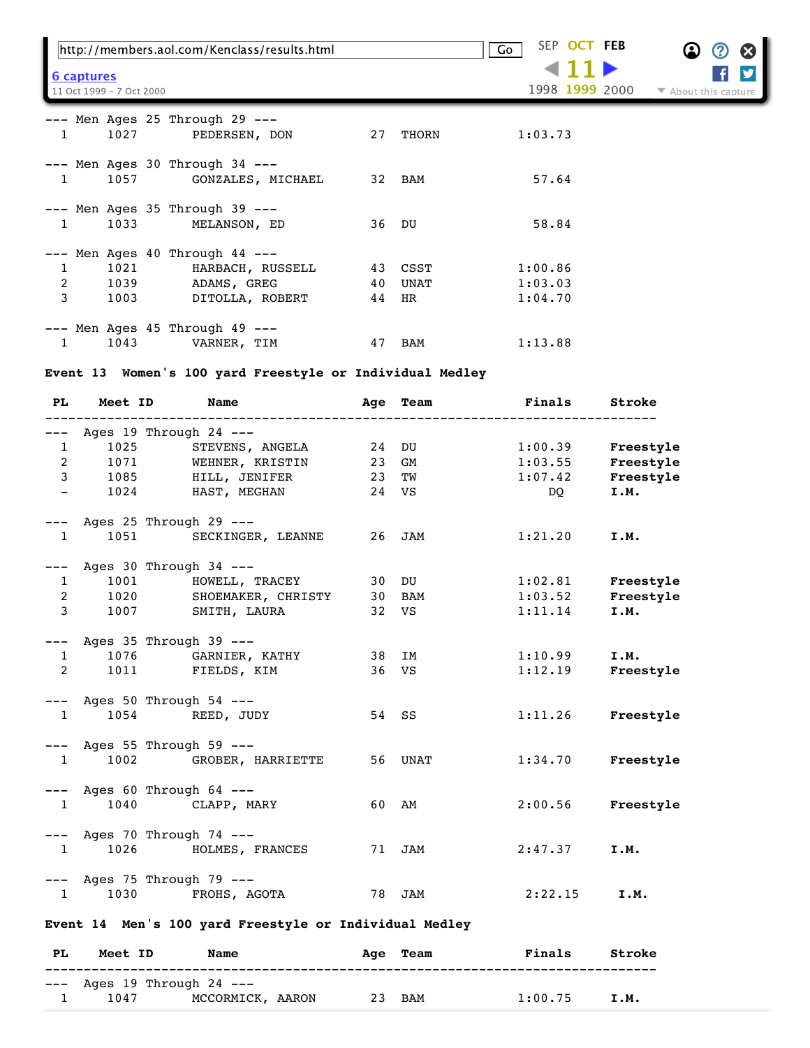```
--- Men Ages 25 Through 29 ---
  1     1027          PEDERSEN, DON           27  THORN            1:03.73

--- Men Ages 30 Through 34 ---
  1     1057          GONZALES, MICHAEL       32  BAM                57.64

--- Men Ages 35 Through 39 ---
  1     1033          MELANSON, ED            36  DU                 58.84

--- Men Ages 40 Through 44 ---
  1     1021          HARBACH, RUSSELL        43  CSST             1:00.86
  2     1039          ADAMS, GREG             40  UNAT             1:03.03
  3     1003          DITOLLA, ROBERT         44  HR               1:04.70

--- Men Ages 45 Through 49 ---
  1     1043          VARNER, TIM             47  BAM              1:13.88
```

**Event 13 Women's 100 yard Freestyle or Individual Medley**

```
 PL    Meet ID        Name                   Age  Team              Finals      Stroke
--------------------------------------------------------------------------------------
---  Ages 19 Through 24 ---
  1     1025          STEVENS, ANGELA         24  DU               1:00.39      Freestyle
  2     1071          WEHNER, KRISTIN         23  GM               1:03.55      Freestyle
  3     1085          HILL, JENIFER           23  TW               1:07.42      Freestyle
  -     1024          HAST, MEGHAN            24  VS                    DQ      I.M.

---  Ages 25 Through 29 ---
  1     1051          SECKINGER, LEANNE       26  JAM              1:21.20      I.M.

---  Ages 30 Through 34 ---
  1     1001          HOWELL, TRACEY          30  DU               1:02.81      Freestyle
  2     1020          SHOEMAKER, CHRISTY      30  BAM              1:03.52      Freestyle
  3     1007          SMITH, LAURA            32  VS               1:11.14      I.M.

---  Ages 35 Through 39 ---
  1     1076          GARNIER, KATHY          38  IM               1:10.99      I.M.
  2     1011          FIELDS, KIM             36  VS               1:12.19      Freestyle

---  Ages 50 Through 54 ---
  1     1054          REED, JUDY              54  SS               1:11.26      Freestyle

---  Ages 55 Through 59 ---
  1     1002          GROBER, HARRIETTE       56  UNAT             1:34.70      Freestyle

---  Ages 60 Through 64 ---
  1     1040          CLAPP, MARY             60  AM               2:00.56      Freestyle

---  Ages 70 Through 74 ---
  1     1026          HOLMES, FRANCES         71  JAM              2:47.37      I.M.

---  Ages 75 Through 79 ---
  1     1030          FROHS, AGOTA            78  JAM               2:22.15      I.M.
```

**Event 14 Men's 100 yard Freestyle or Individual Medley**

```
 PL    Meet ID        Name                   Age  Team              Finals      Stroke
--------------------------------------------------------------------------------------
---  Ages 19 Through 24 ---
  1     1047          MCCORMICK, AARON        23  BAM              1:00.75      I.M.
```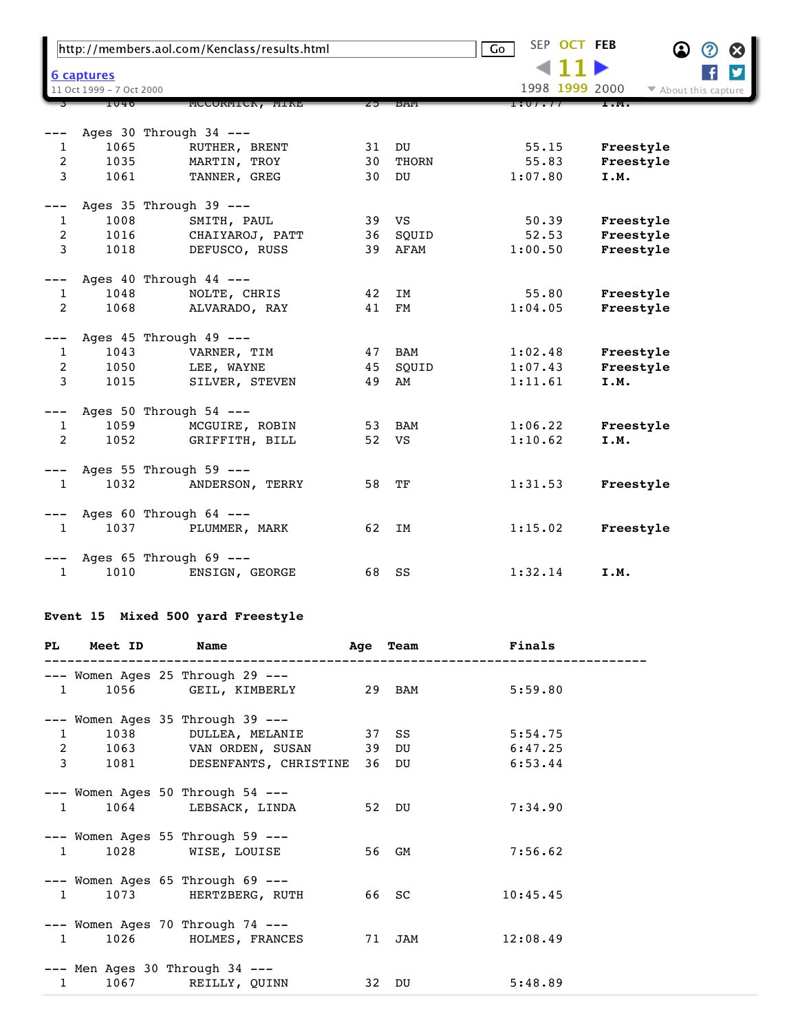| PL | Meet ID | Name | Age | Team | Finals | |
|---|---|---|---|---|---|---|
| --- Ages 30 Through 34 --- | | | | | | |
| 1 | 1065 | RUTHER, BRENT | 31 | DU | 55.15 | Freestyle |
| 2 | 1035 | MARTIN, TROY | 30 | THORN | 55.83 | Freestyle |
| 3 | 1061 | TANNER, GREG | 30 | DU | 1:07.80 | I.M. |
| --- Ages 35 Through 39 --- | | | | | | |
| 1 | 1008 | SMITH, PAUL | 39 | VS | 50.39 | Freestyle |
| 2 | 1016 | CHAIYAROJ, PATT | 36 | SQUID | 52.53 | Freestyle |
| 3 | 1018 | DEFUSCO, RUSS | 39 | AFAM | 1:00.50 | Freestyle |
| --- Ages 40 Through 44 --- | | | | | | |
| 1 | 1048 | NOLTE, CHRIS | 42 | IM | 55.80 | Freestyle |
| 2 | 1068 | ALVARADO, RAY | 41 | FM | 1:04.05 | Freestyle |
| --- Ages 45 Through 49 --- | | | | | | |
| 1 | 1043 | VARNER, TIM | 47 | BAM | 1:02.48 | Freestyle |
| 2 | 1050 | LEE, WAYNE | 45 | SQUID | 1:07.43 | Freestyle |
| 3 | 1015 | SILVER, STEVEN | 49 | AM | 1:11.61 | I.M. |
| --- Ages 50 Through 54 --- | | | | | | |
| 1 | 1059 | MCGUIRE, ROBIN | 53 | BAM | 1:06.22 | Freestyle |
| 2 | 1052 | GRIFFITH, BILL | 52 | VS | 1:10.62 | I.M. |
| --- Ages 55 Through 59 --- | | | | | | |
| 1 | 1032 | ANDERSON, TERRY | 58 | TF | 1:31.53 | Freestyle |
| --- Ages 60 Through 64 --- | | | | | | |
| 1 | 1037 | PLUMMER, MARK | 62 | IM | 1:15.02 | Freestyle |
| --- Ages 65 Through 69 --- | | | | | | |
| 1 | 1010 | ENSIGN, GEORGE | 68 | SS | 1:32.14 | I.M. |

**Event 15 Mixed 500 yard Freestyle**

| PL | Meet ID | Name | Age | Team | Finals |
|---|---|---|---|---|---|
| --- Women Ages 25 Through 29 --- | | | | | |
| 1 | 1056 | GEIL, KIMBERLY | 29 | BAM | 5:59.80 |
| --- Women Ages 35 Through 39 --- | | | | | |
| 1 | 1038 | DULLEA, MELANIE | 37 | SS | 5:54.75 |
| 2 | 1063 | VAN ORDEN, SUSAN | 39 | DU | 6:47.25 |
| 3 | 1081 | DESENFANTS, CHRISTINE | 36 | DU | 6:53.44 |
| --- Women Ages 50 Through 54 --- | | | | | |
| 1 | 1064 | LEBSACK, LINDA | 52 | DU | 7:34.90 |
| --- Women Ages 55 Through 59 --- | | | | | |
| 1 | 1028 | WISE, LOUISE | 56 | GM | 7:56.62 |
| --- Women Ages 65 Through 69 --- | | | | | |
| 1 | 1073 | HERTZBERG, RUTH | 66 | SC | 10:45.45 |
| --- Women Ages 70 Through 74 --- | | | | | |
| 1 | 1026 | HOLMES, FRANCES | 71 | JAM | 12:08.49 |
| --- Men Ages 30 Through 34 --- | | | | | |
| 1 | 1067 | REILLY, QUINN | 32 | DU | 5:48.89 |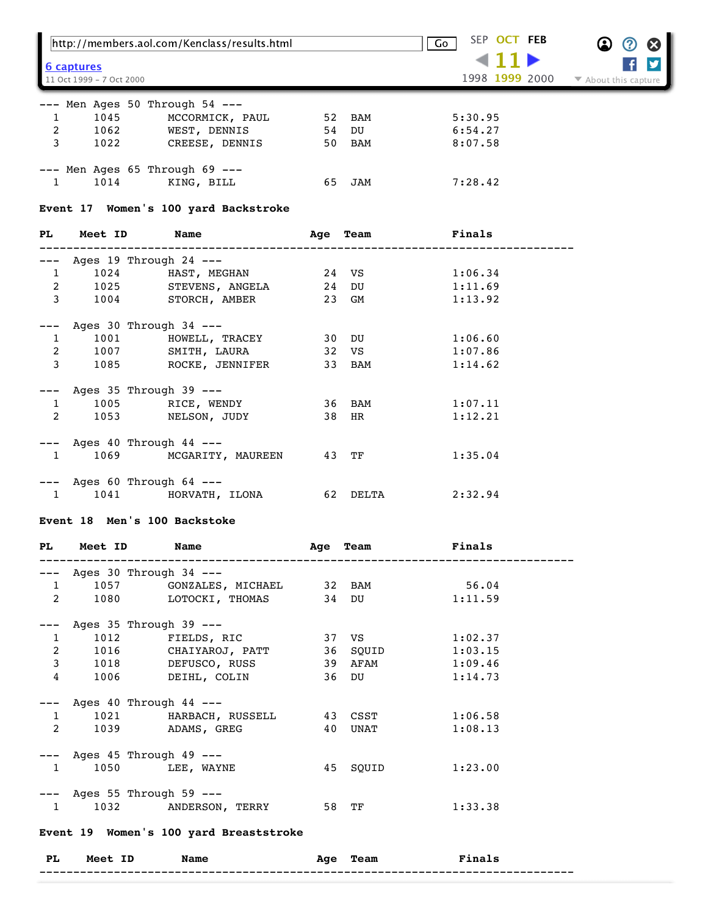--- Men Ages 50 Through 54 ---

| PL | Meet ID | Name | Age | Team | Finals |
|---|---|---|---|---|---|
| 1 | 1045 | MCCORMICK, PAUL | 52 | BAM | 5:30.95 |
| 2 | 1062 | WEST, DENNIS | 54 | DU | 6:54.27 |
| 3 | 1022 | CREESE, DENNIS | 50 | BAM | 8:07.58 |

--- Men Ages 65 Through 69 ---

| PL | Meet ID | Name | Age | Team | Finals |
|---|---|---|---|---|---|
| 1 | 1014 | KING, BILL | 65 | JAM | 7:28.42 |

**Event 17 Women's 100 yard Backstroke**

| PL | Meet ID | Name | Age | Team | Finals |
|---|---|---|---|---|---|
| --- Ages 19 Through 24 --- | | | | | |
| 1 | 1024 | HAST, MEGHAN | 24 | VS | 1:06.34 |
| 2 | 1025 | STEVENS, ANGELA | 24 | DU | 1:11.69 |
| 3 | 1004 | STORCH, AMBER | 23 | GM | 1:13.92 |
| --- Ages 30 Through 34 --- | | | | | |
| 1 | 1001 | HOWELL, TRACEY | 30 | DU | 1:06.60 |
| 2 | 1007 | SMITH, LAURA | 32 | VS | 1:07.86 |
| 3 | 1085 | ROCKE, JENNIFER | 33 | BAM | 1:14.62 |
| --- Ages 35 Through 39 --- | | | | | |
| 1 | 1005 | RICE, WENDY | 36 | BAM | 1:07.11 |
| 2 | 1053 | NELSON, JUDY | 38 | HR | 1:12.21 |
| --- Ages 40 Through 44 --- | | | | | |
| 1 | 1069 | MCGARITY, MAUREEN | 43 | TF | 1:35.04 |
| --- Ages 60 Through 64 --- | | | | | |
| 1 | 1041 | HORVATH, ILONA | 62 | DELTA | 2:32.94 |

**Event 18 Men's 100 Backstroke**

| PL | Meet ID | Name | Age | Team | Finals |
|---|---|---|---|---|---|
| --- Ages 30 Through 34 --- | | | | | |
| 1 | 1057 | GONZALES, MICHAEL | 32 | BAM | 56.04 |
| 2 | 1080 | LOTOCKI, THOMAS | 34 | DU | 1:11.59 |
| --- Ages 35 Through 39 --- | | | | | |
| 1 | 1012 | FIELDS, RIC | 37 | VS | 1:02.37 |
| 2 | 1016 | CHAIYAROJ, PATT | 36 | SQUID | 1:03.15 |
| 3 | 1018 | DEFUSCO, RUSS | 39 | AFAM | 1:09.46 |
| 4 | 1006 | DEIHL, COLIN | 36 | DU | 1:14.73 |
| --- Ages 40 Through 44 --- | | | | | |
| 1 | 1021 | HARBACH, RUSSELL | 43 | CSST | 1:06.58 |
| 2 | 1039 | ADAMS, GREG | 40 | UNAT | 1:08.13 |
| --- Ages 45 Through 49 --- | | | | | |
| 1 | 1050 | LEE, WAYNE | 45 | SQUID | 1:23.00 |
| --- Ages 55 Through 59 --- | | | | | |
| 1 | 1032 | ANDERSON, TERRY | 58 | TF | 1:33.38 |

**Event 19 Women's 100 yard Breaststroke**

| PL | Meet ID | Name | Age | Team | Finals |
|---|---|---|---|---|---|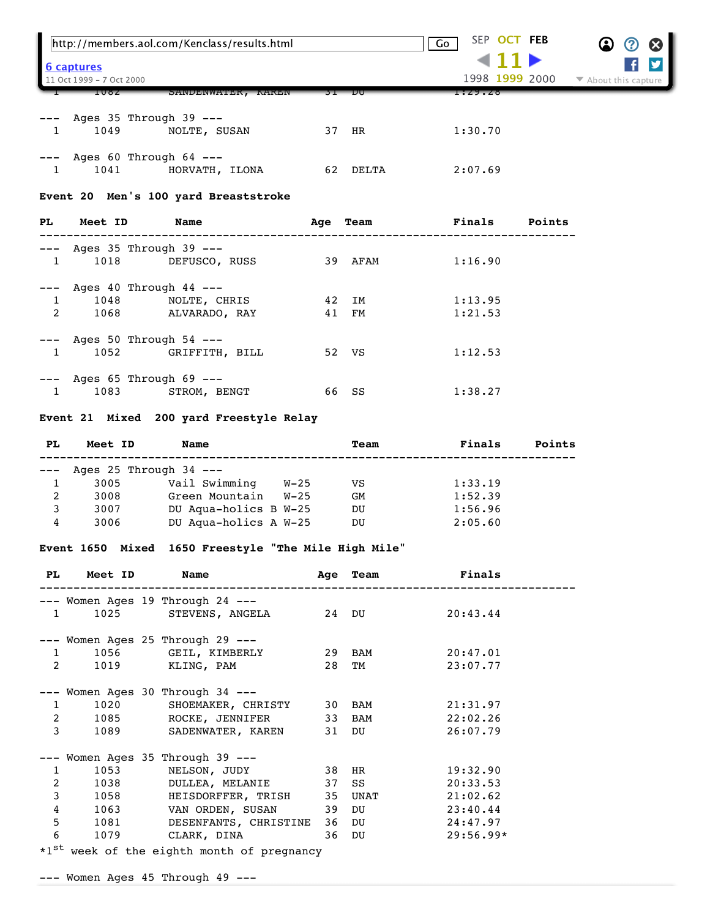| PL | Meet ID | Name | Age | Team | Finals |
|---|---|---|---|---|---|
| 1 | 1082 | SANDENWATER, KAREN | 31 | DU | 1:29.28 |
| --- Ages 35 Through 39 --- | | | | | |
| 1 | 1049 | NOLTE, SUSAN | 37 | HR | 1:30.70 |
| --- Ages 60 Through 64 --- | | | | | |
| 1 | 1041 | HORVATH, ILONA | 62 | DELTA | 2:07.69 |

**Event 20 Men's 100 yard Breaststroke**

| PL | Meet ID | Name | Age | Team | Finals | Points |
|---|---|---|---|---|---|---|
| --- Ages 35 Through 39 --- | | | | | | |
| 1 | 1018 | DEFUSCO, RUSS | 39 | AFAM | 1:16.90 | |
| --- Ages 40 Through 44 --- | | | | | | |
| 1 | 1048 | NOLTE, CHRIS | 42 | IM | 1:13.95 | |
| 2 | 1068 | ALVARADO, RAY | 41 | FM | 1:21.53 | |
| --- Ages 50 Through 54 --- | | | | | | |
| 1 | 1052 | GRIFFITH, BILL | 52 | VS | 1:12.53 | |
| --- Ages 65 Through 69 --- | | | | | | |
| 1 | 1083 | STROM, BENGT | 66 | SS | 1:38.27 | |

**Event 21 Mixed 200 yard Freestyle Relay**

| PL | Meet ID | Name | Team | Finals | Points |
|---|---|---|---|---|---|
| --- Ages 25 Through 34 --- | | | | | |
| 1 | 3005 | Vail Swimming W-25 | VS | 1:33.19 | |
| 2 | 3008 | Green Mountain W-25 | GM | 1:52.39 | |
| 3 | 3007 | DU Aqua-holics B W-25 | DU | 1:56.96 | |
| 4 | 3006 | DU Aqua-holics A W-25 | DU | 2:05.60 | |

**Event 1650 Mixed 1650 Freestyle "The Mile High Mile"**

| PL | Meet ID | Name | Age | Team | Finals |
|---|---|---|---|---|---|
| --- Women Ages 19 Through 24 --- | | | | | |
| 1 | 1025 | STEVENS, ANGELA | 24 | DU | 20:43.44 |
| --- Women Ages 25 Through 29 --- | | | | | |
| 1 | 1056 | GEIL, KIMBERLY | 29 | BAM | 20:47.01 |
| 2 | 1019 | KLING, PAM | 28 | TM | 23:07.77 |
| --- Women Ages 30 Through 34 --- | | | | | |
| 1 | 1020 | SHOEMAKER, CHRISTY | 30 | BAM | 21:31.97 |
| 2 | 1085 | ROCKE, JENNIFER | 33 | BAM | 22:02.26 |
| 3 | 1089 | SADENWATER, KAREN | 31 | DU | 26:07.79 |
| --- Women Ages 35 Through 39 --- | | | | | |
| 1 | 1053 | NELSON, JUDY | 38 | HR | 19:32.90 |
| 2 | 1038 | DULLEA, MELANIE | 37 | SS | 20:33.53 |
| 3 | 1058 | HEISDORFFER, TRISH | 35 | UNAT | 21:02.62 |
| 4 | 1063 | VAN ORDEN, SUSAN | 39 | DU | 23:40.44 |
| 5 | 1081 | DESENFANTS, CHRISTINE | 36 | DU | 24:47.97 |
| 6 | 1079 | CLARK, DINA | 36 | DU | 29:56.99* |

*1st week of the eighth month of pregnancy

--- Women Ages 45 Through 49 ---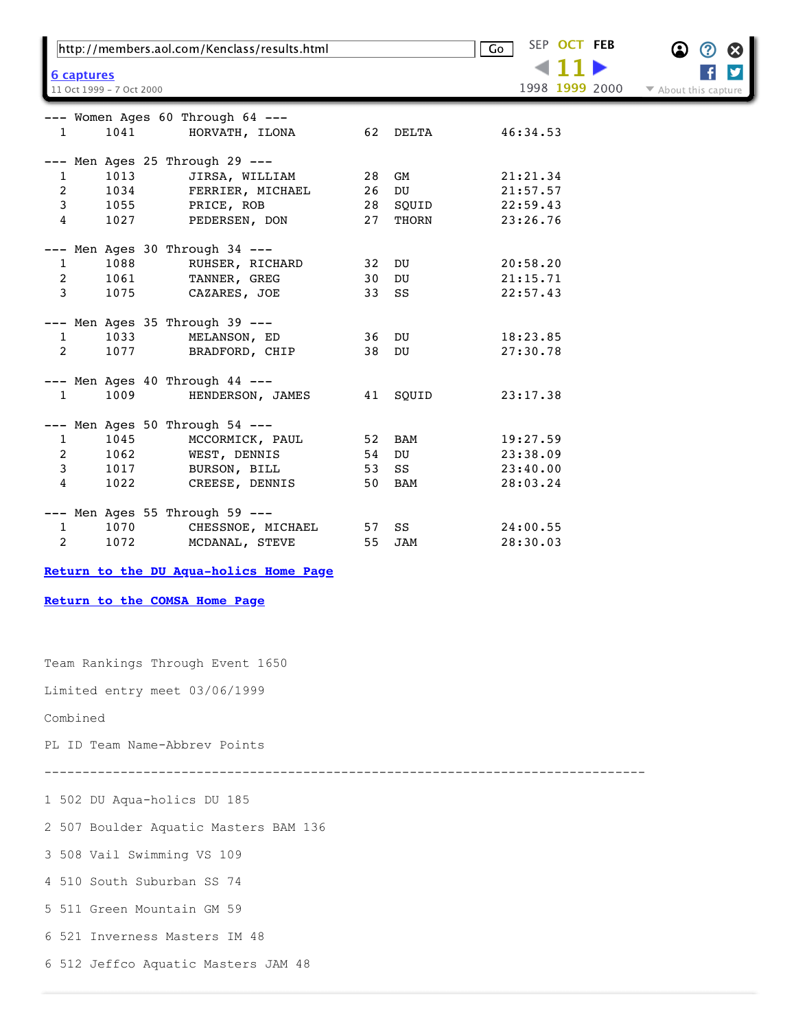```
--- Women Ages 60 Through 64 ---
  1     1041       HORVATH, ILONA          62  DELTA         46:34.53

--- Men Ages 25 Through 29 ---
  1     1013       JIRSA, WILLIAM          28  GM            21:21.34
  2     1034       FERRIER, MICHAEL        26  DU            21:57.57
  3     1055       PRICE, ROB              28  SQUID         22:59.43
  4     1027       PEDERSEN, DON           27  THORN         23:26.76

--- Men Ages 30 Through 34 ---
  1     1088       RUHSER, RICHARD         32  DU            20:58.20
  2     1061       TANNER, GREG            30  DU            21:15.71
  3     1075       CAZARES, JOE            33  SS            22:57.43

--- Men Ages 35 Through 39 ---
  1     1033       MELANSON, ED            36  DU            18:23.85
  2     1077       BRADFORD, CHIP          38  DU            27:30.78

--- Men Ages 40 Through 44 ---
  1     1009       HENDERSON, JAMES        41  SQUID         23:17.38

--- Men Ages 50 Through 54 ---
  1     1045       MCCORMICK, PAUL         52  BAM           19:27.59
  2     1062       WEST, DENNIS            54  DU            23:38.09
  3     1017       BURSON, BILL            53  SS            23:40.00
  4     1022       CREESE, DENNIS          50  BAM           28:03.24

--- Men Ages 55 Through 59 ---
  1     1070       CHESSNOE, MICHAEL       57  SS            24:00.55
  2     1072       MCDANAL, STEVE          55  JAM           28:30.03
```

**Return to the DU Aqua-holics Home Page**

**Return to the COMSA Home Page**

Team Rankings Through Event 1650

Limited entry meet 03/06/1999

Combined

PL ID Team Name-Abbrev Points

---

1 502 DU Aqua-holics DU 185

2 507 Boulder Aquatic Masters BAM 136

3 508 Vail Swimming VS 109

4 510 South Suburban SS 74

5 511 Green Mountain GM 59

6 521 Inverness Masters IM 48

6 512 Jeffco Aquatic Masters JAM 48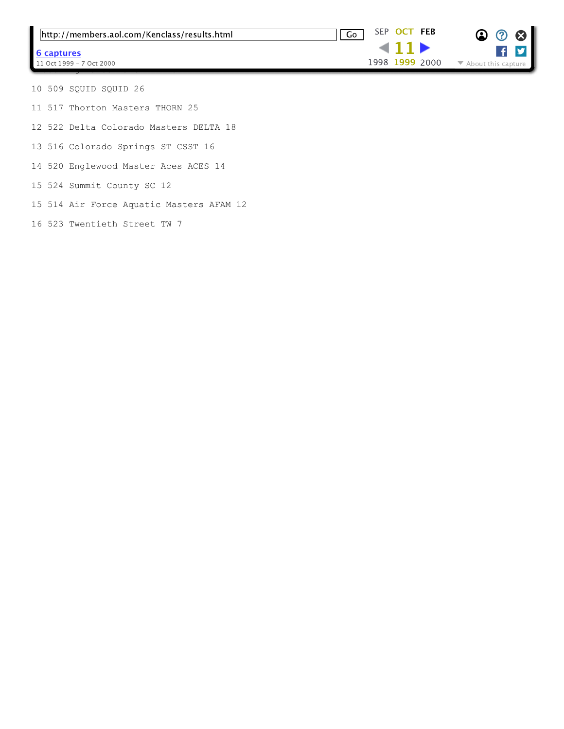10 509 SQUID SQUID 26

11 517 Thorton Masters THORN 25

12 522 Delta Colorado Masters DELTA 18

13 516 Colorado Springs ST CSST 16

14 520 Englewood Master Aces ACES 14

15 524 Summit County SC 12

15 514 Air Force Aquatic Masters AFAM 12

16 523 Twentieth Street TW 7